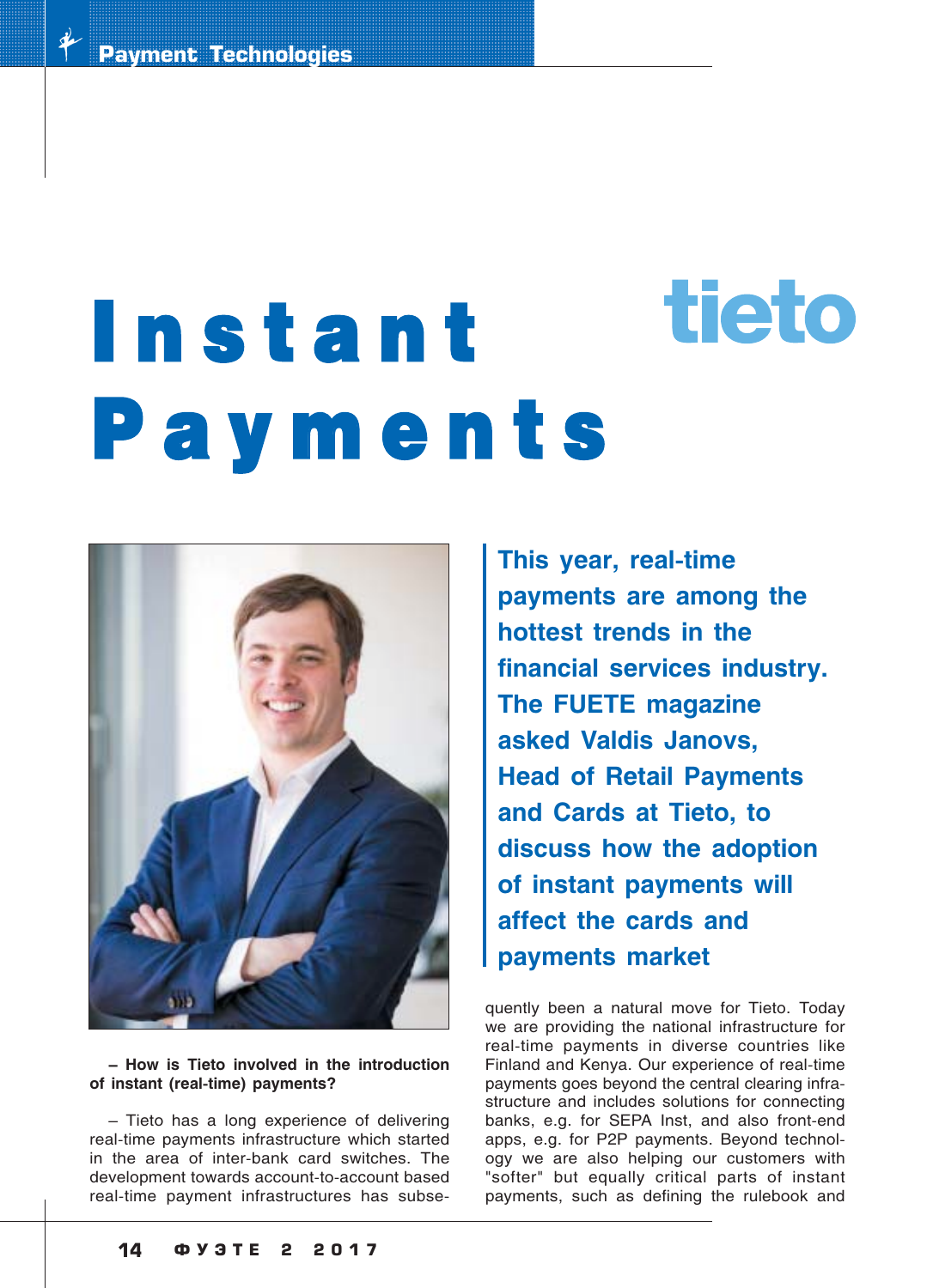# Instant Payments

tieto

**This year, real-time payments are among the hottest trends in the financial services industry. The FUETE magazine asked Valdis Janovs, Head of Retail Payments and Cards at Tieto, to discuss how the adoption of instant payments will affect the cards and payments market**

**– How is Tieto involved in the introduction of instant (real-time) payments?**

– Tieto has a long experience of delivering real-time payments infrastructure which started in the area of inter-bank card switches. The development towards account-to-account based real-time payment infrastructures has subsequently been a natural move for Tieto. Today we are providing the national infrastructure for real-time payments in diverse countries like Finland and Kenya. Our experience of real-time payments goes beyond the central clearing infrastructure and includes solutions for connecting banks, e.g. for SEPA Inst, and also front-end apps, e.g. for P2P payments. Beyond technology we are also helping our customers with "softer" but equally critical parts of instant payments, such as defining the rulebook and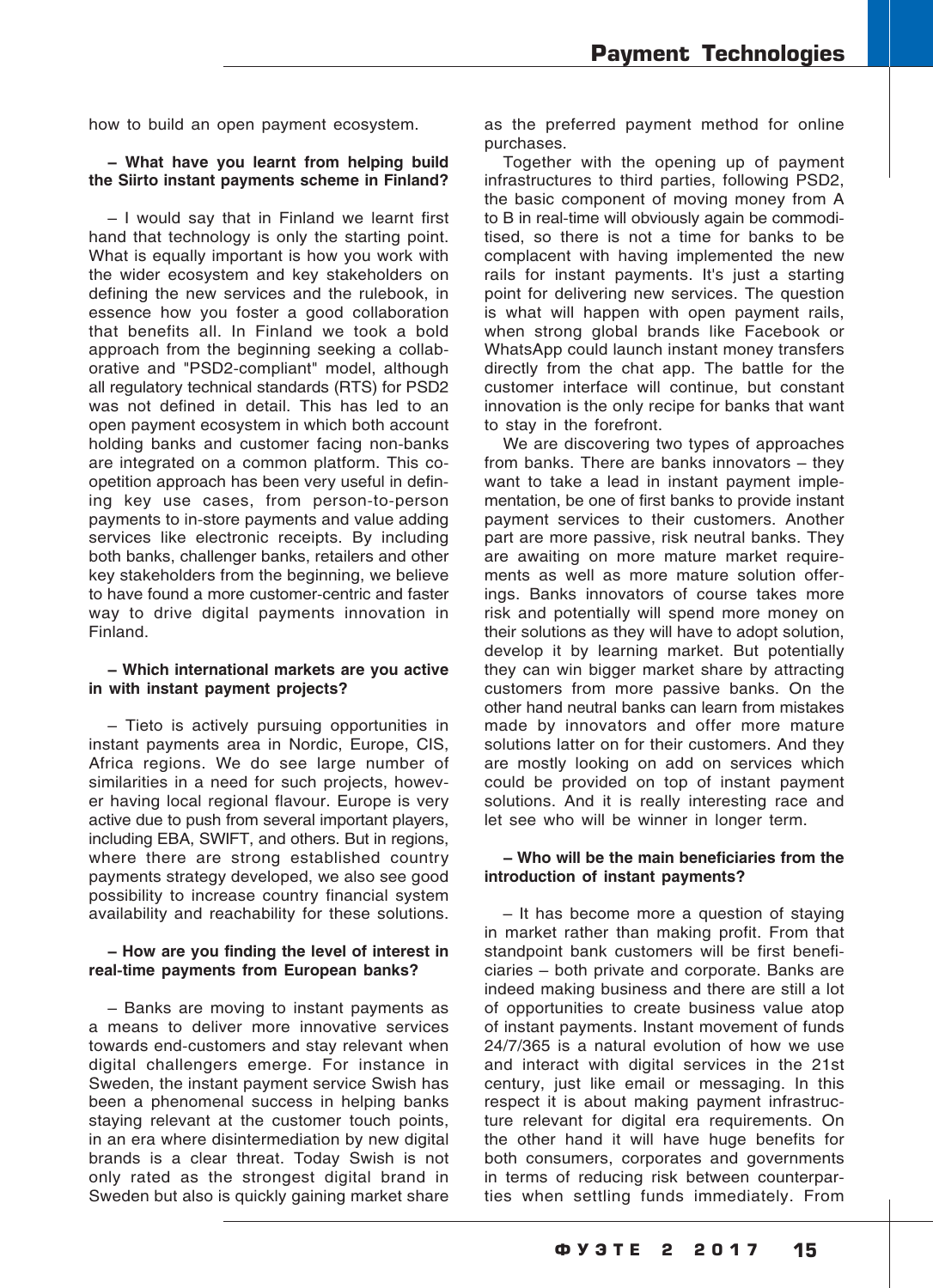how to build an open payment ecosystem.

**– What have you learnt from helping build the Siirto instant payments scheme in Finland?**

– I would say that in Finland we learnt first hand that technology is only the starting point. What is equally important is how you work with the wider ecosystem and key stakeholders on defining the new services and the rulebook, in essence how you foster a good collaboration that benefits all. In Finland we took a bold approach from the beginning seeking a collaborative and "PSD2-compliant" model, although all regulatory technical standards (RTS) for PSD2 was not defined in detail. This has led to an open payment ecosystem in which both account holding banks and customer facing non-banks are integrated on a common platform. This coopetition approach has been very useful in defining key use cases, from person-to-person payments to in-store payments and value adding services like electronic receipts. By including both banks, challenger banks, retailers and other key stakeholders from the beginning, we believe to have found a more customer-centric and faster way to drive digital payments innovation in Finland.

**– Which international markets are you active in with instant payment projects?**

– Tieto is actively pursuing opportunities in instant payments area in Nordic, Europe, CIS, Africa regions. We do see large number of similarities in a need for such projects, however having local regional flavour. Europe is very active due to push from several important players, including EBA, SWIFT, and others. But in regions, where there are strong established country payments strategy developed, we also see good possibility to increase country financial system availability and reachability for these solutions.

**– How are you finding the level of interest in real-time payments from European banks?**

– Banks are moving to instant payments as a means to deliver more innovative services towards end-customers and stay relevant when digital challengers emerge. For instance in Sweden, the instant payment service Swish has been a phenomenal success in helping banks staying relevant at the customer touch points, in an era where disintermediation by new digital brands is a clear threat. Today Swish is not only rated as the strongest digital brand in Sweden but also is quickly gaining market share as the preferred payment method for online purchases.

Together with the opening up of payment infrastructures to third parties, following PSD2, the basic component of moving money from A to B in real-time will obviously again be commoditised, so there is not a time for banks to be complacent with having implemented the new rails for instant payments. It's just a starting point for delivering new services. The question is what will happen with open payment rails, when strong global brands like Facebook or WhatsApp could launch instant money transfers directly from the chat app. The battle for the customer interface will continue, but constant innovation is the only recipe for banks that want to stay in the forefront.

We are discovering two types of approaches from banks. There are banks innovators – they want to take a lead in instant payment implementation, be one of first banks to provide instant payment services to their customers. Another part are more passive, risk neutral banks. They are awaiting on more mature market requirements as well as more mature solution offerings. Banks innovators of course takes more risk and potentially will spend more money on their solutions as they will have to adopt solution, develop it by learning market. But potentially they can win bigger market share by attracting customers from more passive banks. On the other hand neutral banks can learn from mistakes made by innovators and offer more mature solutions latter on for their customers. And they are mostly looking on add on services which could be provided on top of instant payment solutions. And it is really interesting race and let see who will be winner in longer term.

**– Who will be the main beneficiaries from the introduction of instant payments?**

– It has become more a question of staying in market rather than making profit. From that standpoint bank customers will be first beneficiaries – both private and corporate. Banks are indeed making business and there are still a lot of opportunities to create business value atop of instant payments. Instant movement of funds 24/7/365 is a natural evolution of how we use and interact with digital services in the 21st century, just like email or messaging. In this respect it is about making payment infrastructure relevant for digital era requirements. On the other hand it will have huge benefits for both consumers, corporates and governments in terms of reducing risk between counterparties when settling funds immediately. From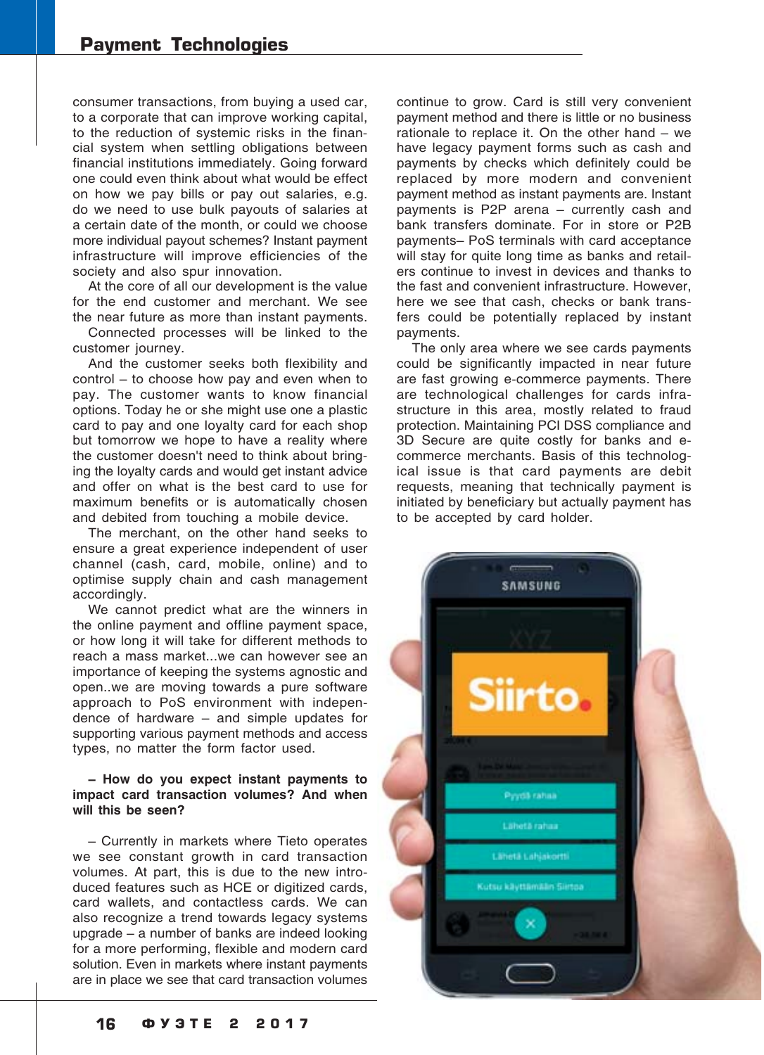consumer transactions, from buying a used car, to a corporate that can improve working capital, to the reduction of systemic risks in the financial system when settling obligations between financial institutions immediately. Going forward one could even think about what would be effect on how we pay bills or pay out salaries, e.g. do we need to use bulk payouts of salaries at a certain date of the month, or could we choose more individual payout schemes? Instant payment infrastructure will improve efficiencies of the society and also spur innovation.

At the core of all our development is the value for the end customer and merchant. We see the near future as more than instant payments.

Connected processes will be linked to the customer journey.

And the customer seeks both flexibility and control – to choose how pay and even when to pay. The customer wants to know financial options. Today he or she might use one a plastic card to pay and one loyalty card for each shop but tomorrow we hope to have a reality where the customer doesn't need to think about bringing the loyalty cards and would get instant advice and offer on what is the best card to use for maximum benefits or is automatically chosen and debited from touching a mobile device.

The merchant, on the other hand seeks to ensure a great experience independent of user channel (cash, card, mobile, online) and to optimise supply chain and cash management accordingly.

We cannot predict what are the winners in the online payment and offline payment space, or how long it will take for different methods to reach a mass market...we can however see an importance of keeping the systems agnostic and open..we are moving towards a pure software approach to PoS environment with independence of hardware – and simple updates for supporting various payment methods and access types, no matter the form factor used.

**– How do you expect instant payments to impact card transaction volumes? And when will this be seen?**

– Currently in markets where Tieto operates we see constant growth in card transaction volumes. At part, this is due to the new introduced features such as HCE or digitized cards, card wallets, and contactless cards. We can also recognize a trend towards legacy systems upgrade – a number of banks are indeed looking for a more performing, flexible and modern card solution. Even in markets where instant payments are in place we see that card transaction volumes continue to grow. Card is still very convenient payment method and there is little or no business rationale to replace it. On the other hand – we have legacy payment forms such as cash and payments by checks which definitely could be replaced by more modern and convenient payment method as instant payments are. Instant payments is P2P arena – currently cash and bank transfers dominate. For in store or P2B payments– PoS terminals with card acceptance will stay for quite long time as banks and retailers continue to invest in devices and thanks to the fast and convenient infrastructure. However, here we see that cash, checks or bank transfers could be potentially replaced by instant payments.

The only area where we see cards payments could be significantly impacted in near future are fast growing e-commerce payments. There are technological challenges for cards infrastructure in this area, mostly related to fraud protection. Maintaining PCI DSS compliance and 3D Secure are quite costly for banks and e-commerce merchants. Basis of this technological issue is that card payments are debit requests, meaning that technically payment is initiated by beneficiary but actually payment has to be accepted by card holder.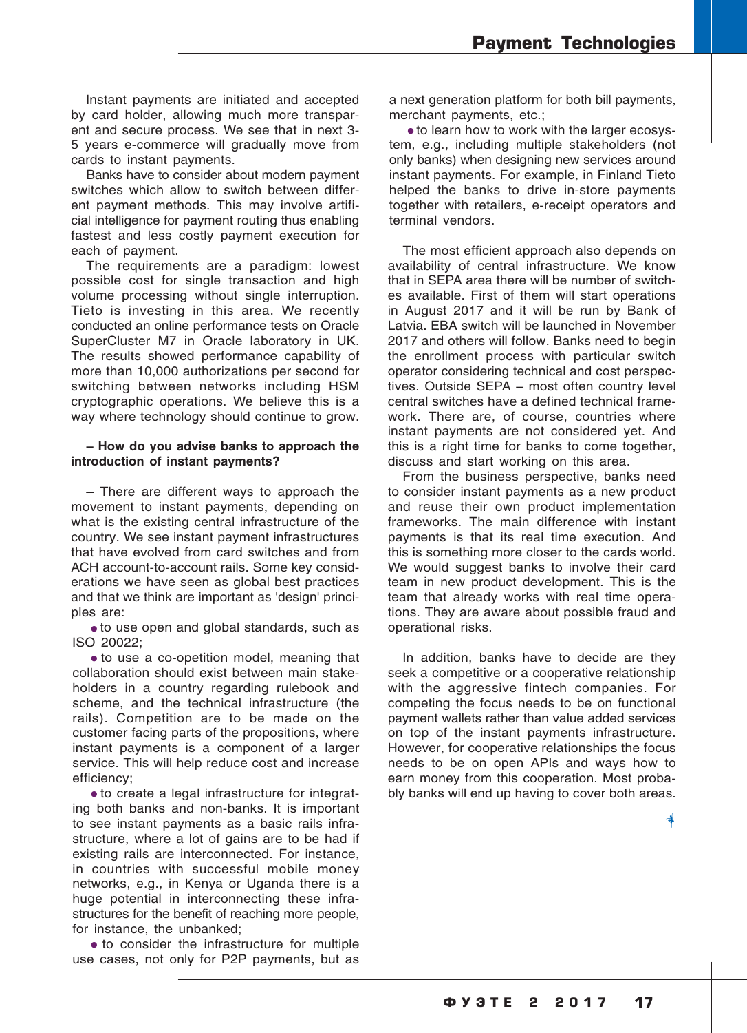Instant payments are initiated and accepted by card holder, allowing much more transparent and secure process. We see that in next 3-5 years e-commerce will gradually move from cards to instant payments.

Banks have to consider about modern payment switches which allow to switch between different payment methods. This may involve artificial intelligence for payment routing thus enabling fastest and less costly payment execution for each of payment.

The requirements are a paradigm: lowest possible cost for single transaction and high volume processing without single interruption. Tieto is investing in this area. We recently conducted an online performance tests on Oracle SuperCluster M7 in Oracle laboratory in UK. The results showed performance capability of more than 10,000 authorizations per second for switching between networks including HSM cryptographic operations. We believe this is a way where technology should continue to grow.

**– How do you advise banks to approach the introduction of instant payments?**

– There are different ways to approach the movement to instant payments, depending on what is the existing central infrastructure of the country. We see instant payment infrastructures that have evolved from card switches and from ACH account-to-account rails. Some key considerations we have seen as global best practices and that we think are important as 'design' principles are:

- to use open and global standards, such as ISO 20022;
- to use a co-opetition model, meaning that collaboration should exist between main stakeholders in a country regarding rulebook and scheme, and the technical infrastructure (the rails). Competition are to be made on the customer facing parts of the propositions, where instant payments is a component of a larger service. This will help reduce cost and increase efficiency;
- to create a legal infrastructure for integrating both banks and non-banks. It is important to see instant payments as a basic rails infrastructure, where a lot of gains are to be had if existing rails are interconnected. For instance, in countries with successful mobile money networks, e.g., in Kenya or Uganda there is a huge potential in interconnecting these infrastructures for the benefit of reaching more people, for instance, the unbanked;
- to consider the infrastructure for multiple use cases, not only for P2P payments, but as a next generation platform for both bill payments, merchant payments, etc.;
- to learn how to work with the larger ecosystem, e.g., including multiple stakeholders (not only banks) when designing new services around instant payments. For example, in Finland Tieto helped the banks to drive in-store payments together with retailers, e-receipt operators and terminal vendors.

The most efficient approach also depends on availability of central infrastructure. We know that in SEPA area there will be number of switches available. First of them will start operations in August 2017 and it will be run by Bank of Latvia. EBA switch will be launched in November 2017 and others will follow. Banks need to begin the enrollment process with particular switch operator considering technical and cost perspectives. Outside SEPA – most often country level central switches have a defined technical framework. There are, of course, countries where instant payments are not considered yet. And this is a right time for banks to come together, discuss and start working on this area.

From the business perspective, banks need to consider instant payments as a new product and reuse their own product implementation frameworks. The main difference with instant payments is that its real time execution. And this is something more closer to the cards world. We would suggest banks to involve their card team in new product development. This is the team that already works with real time operations. They are aware about possible fraud and operational risks.

In addition, banks have to decide are they seek a competitive or a cooperative relationship with the aggressive fintech companies. For competing the focus needs to be on functional payment wallets rather than value added services on top of the instant payments infrastructure. However, for cooperative relationships the focus needs to be on open APIs and ways how to earn money from this cooperation. Most probably banks will end up having to cover both areas.